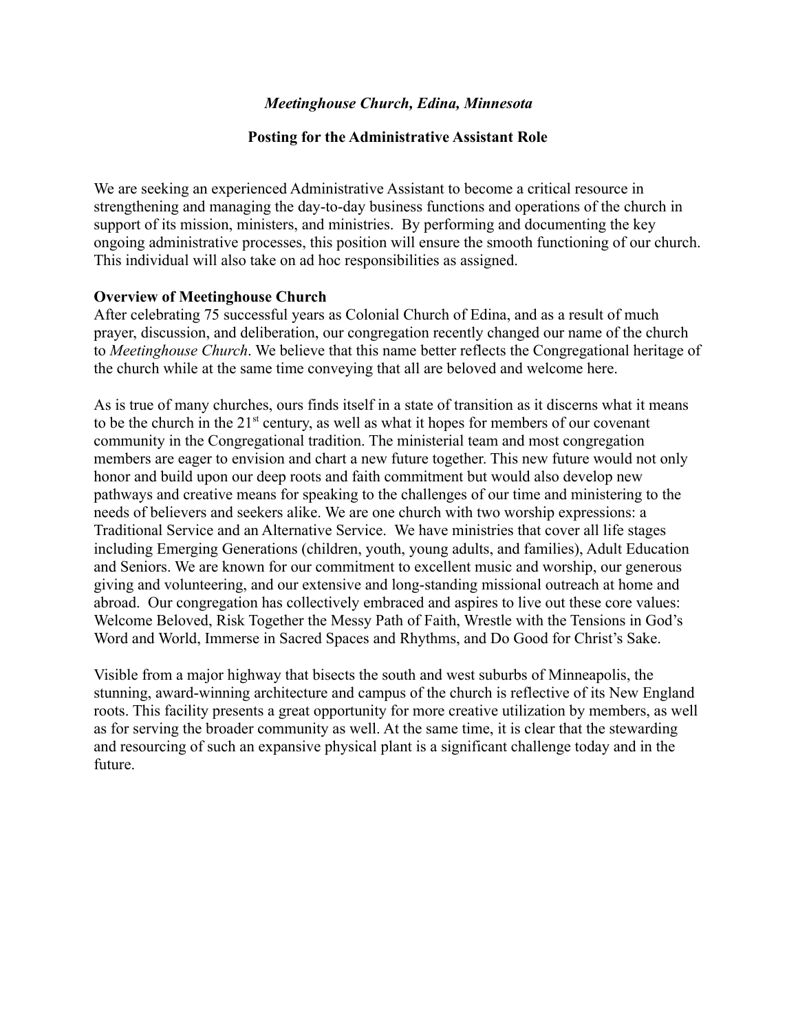*Meetinghouse Church, Edina, Minnesota*

**Posting for the Administrative Assistant Role**

We are seeking an experienced Administrative Assistant to become a critical resource in strengthening and managing the day-to-day business functions and operations of the church in support of its mission, ministers, and ministries. By performing and documenting the key ongoing administrative processes, this position will ensure the smooth functioning of our church. This individual will also take on ad hoc responsibilities as assigned.

**Overview of Meetinghouse Church**

After celebrating 75 successful years as Colonial Church of Edina, and as a result of much prayer, discussion, and deliberation, our congregation recently changed our name of the church to *Meetinghouse Church*. We believe that this name better reflects the Congregational heritage of the church while at the same time conveying that all are beloved and welcome here.

As is true of many churches, ours finds itself in a state of transition as it discerns what it means to be the church in the 21st century, as well as what it hopes for members of our covenant community in the Congregational tradition. The ministerial team and most congregation members are eager to envision and chart a new future together. This new future would not only honor and build upon our deep roots and faith commitment but would also develop new pathways and creative means for speaking to the challenges of our time and ministering to the needs of believers and seekers alike. We are one church with two worship expressions: a Traditional Service and an Alternative Service. We have ministries that cover all life stages including Emerging Generations (children, youth, young adults, and families), Adult Education and Seniors. We are known for our commitment to excellent music and worship, our generous giving and volunteering, and our extensive and long-standing missional outreach at home and abroad. Our congregation has collectively embraced and aspires to live out these core values: Welcome Beloved, Risk Together the Messy Path of Faith, Wrestle with the Tensions in God's Word and World, Immerse in Sacred Spaces and Rhythms, and Do Good for Christ's Sake.

Visible from a major highway that bisects the south and west suburbs of Minneapolis, the stunning, award-winning architecture and campus of the church is reflective of its New England roots. This facility presents a great opportunity for more creative utilization by members, as well as for serving the broader community as well. At the same time, it is clear that the stewarding and resourcing of such an expansive physical plant is a significant challenge today and in the future.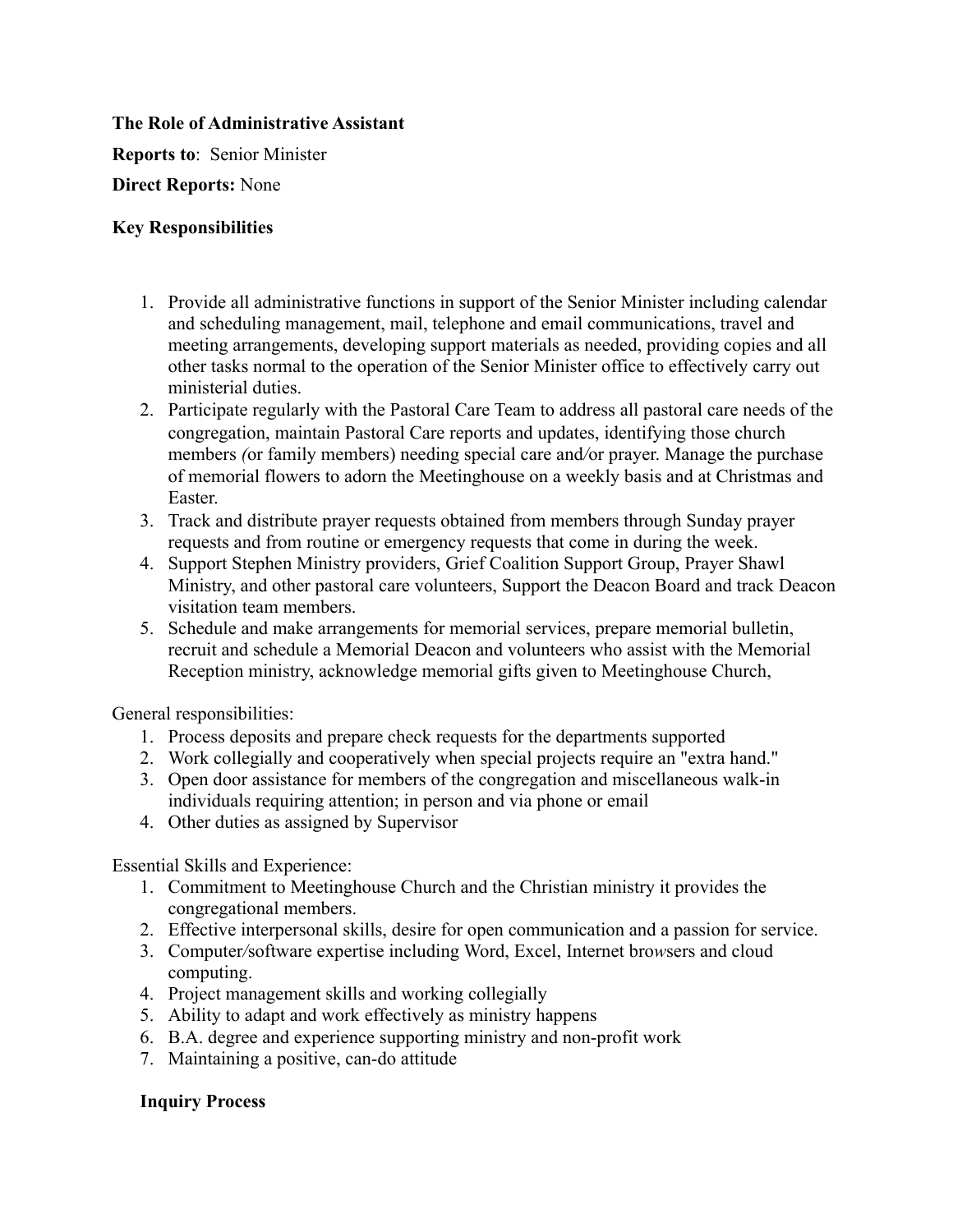**The Role of Administrative Assistant**

**Reports to**: Senior Minister

**Direct Reports:** None

**Key Responsibilities**

1. Provide all administrative functions in support of the Senior Minister including calendar and scheduling management, mail, telephone and email communications, travel and meeting arrangements, developing support materials as needed, providing copies and all other tasks normal to the operation of the Senior Minister office to effectively carry out ministerial duties.
2. Participate regularly with the Pastoral Care Team to address all pastoral care needs of the congregation, maintain Pastoral Care reports and updates, identifying those church members (or family members) needing special care and/or prayer. Manage the purchase of memorial flowers to adorn the Meetinghouse on a weekly basis and at Christmas and Easter.
3. Track and distribute prayer requests obtained from members through Sunday prayer requests and from routine or emergency requests that come in during the week.
4. Support Stephen Ministry providers, Grief Coalition Support Group, Prayer Shawl Ministry, and other pastoral care volunteers, Support the Deacon Board and track Deacon visitation team members.
5. Schedule and make arrangements for memorial services, prepare memorial bulletin, recruit and schedule a Memorial Deacon and volunteers who assist with the Memorial Reception ministry, acknowledge memorial gifts given to Meetinghouse Church,

General responsibilities:

1. Process deposits and prepare check requests for the departments supported
2. Work collegially and cooperatively when special projects require an "extra hand."
3. Open door assistance for members of the congregation and miscellaneous walk-in individuals requiring attention; in person and via phone or email
4. Other duties as assigned by Supervisor

Essential Skills and Experience:

1. Commitment to Meetinghouse Church and the Christian ministry it provides the congregational members.
2. Effective interpersonal skills, desire for open communication and a passion for service.
3. Computer/software expertise including Word, Excel, Internet browsers and cloud computing.
4. Project management skills and working collegially
5. Ability to adapt and work effectively as ministry happens
6. B.A. degree and experience supporting ministry and non-profit work
7. Maintaining a positive, can-do attitude

**Inquiry Process**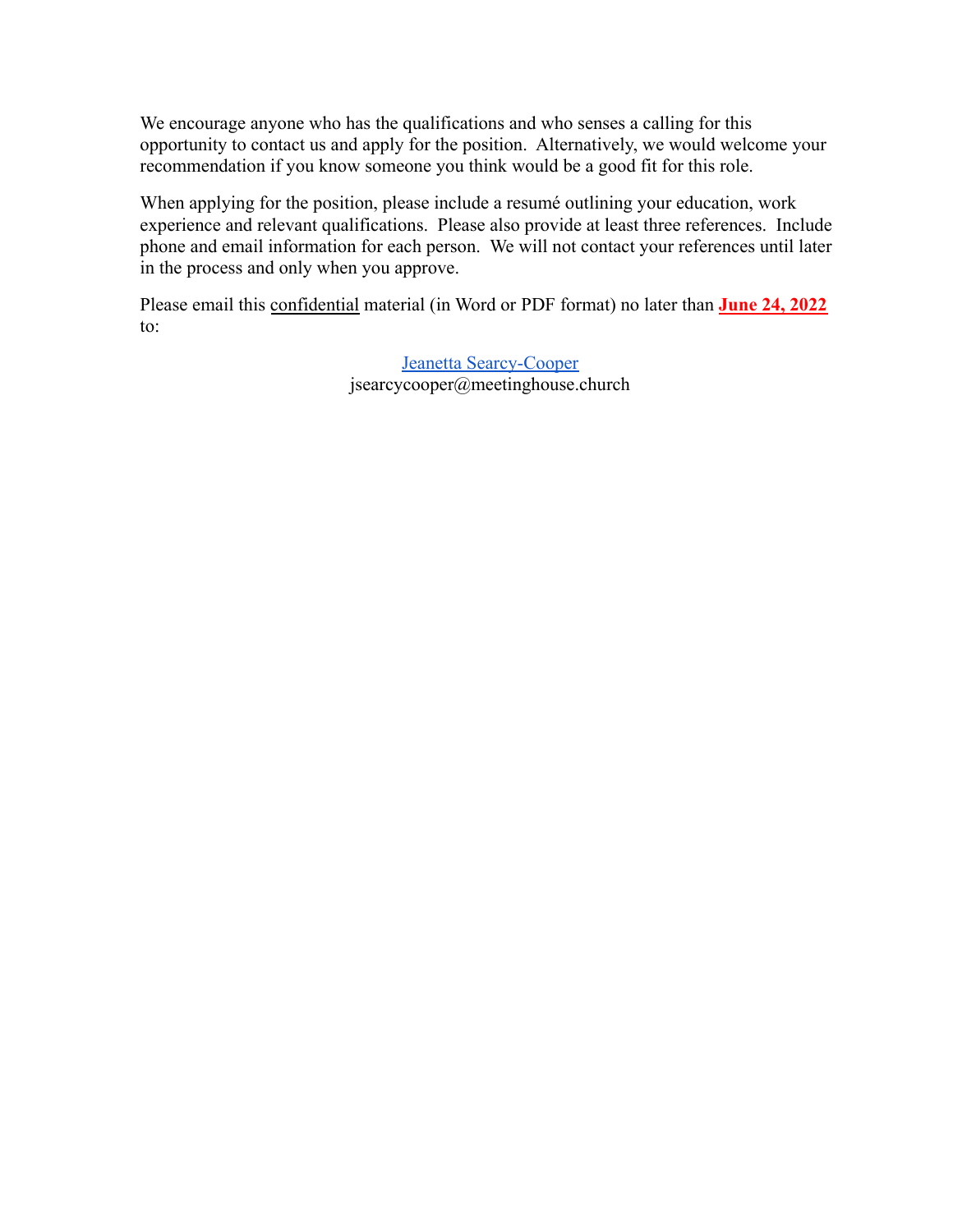We encourage anyone who has the qualifications and who senses a calling for this opportunity to contact us and apply for the position. Alternatively, we would welcome your recommendation if you know someone you think would be a good fit for this role.

When applying for the position, please include a resumé outlining your education, work experience and relevant qualifications. Please also provide at least three references. Include phone and email information for each person. We will not contact your references until later in the process and only when you approve.

Please email this confidential material (in Word or PDF format) no later than **June 24, 2022** to:

Jeanetta Searcy-Cooper
jsearcycooper@meetinghouse.church